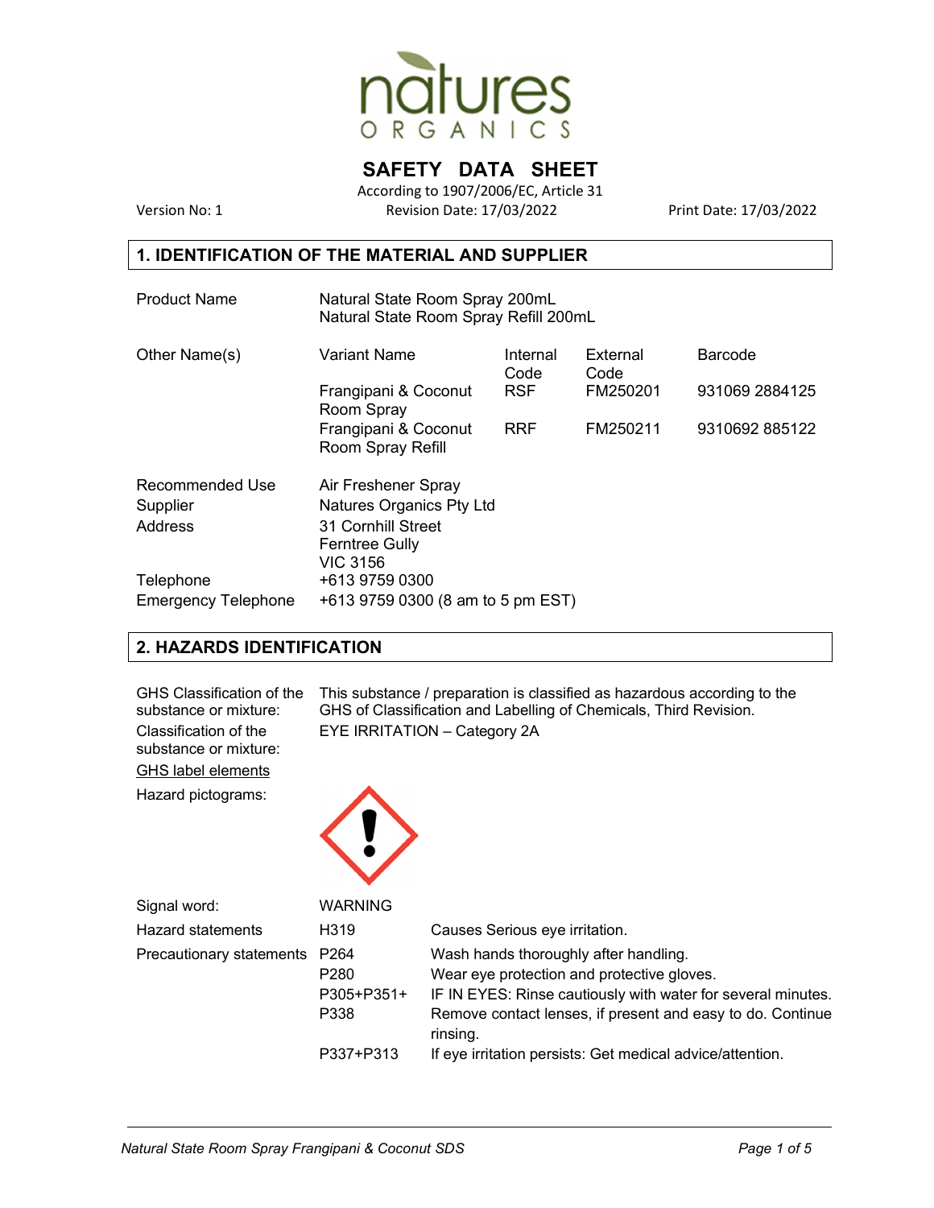# SAFETY DATA SHEET

According to 1907/2006/EC, Article 31

Version No: 1 | Revision Date: 17/03/2022 | Print Date: 17/03/2022

## 1. IDENTIFICATION OF THE MATERIAL AND SUPPLIER

**Product Name**
Natural State Room Spray 200mL
Natural State Room Spray Refill 200mL

**Other Name(s)**

| Variant Name | Internal Code | External Code | Barcode |
|---|---|---|---|
| Frangipani & Coconut Room Spray | RSF | FM250201 | 931069 2884125 |
| Frangipani & Coconut Room Spray Refill | RRF | FM250211 | 9310692 885122 |

| | |
|---|---|
| Recommended Use | Air Freshener Spray |
| Supplier | Natures Organics Pty Ltd |
| Address | 31 Cornhill Street<br>Ferntree Gully<br>VIC 3156 |
| Telephone | +613 9759 0300 |
| Emergency Telephone | +613 9759 0300 (8 am to 5 pm EST) |

## 2. HAZARDS IDENTIFICATION

**GHS Classification of the substance or mixture:** This substance / preparation is classified as hazardous according to the GHS of Classification and Labelling of Chemicals, Third Revision.

**Classification of the substance or mixture:** EYE IRRITATION – Category 2A

GHS label elements

**Hazard pictograms:**

**Signal word:** WARNING

**Hazard statements**

| | |
|---|---|
| H319 | Causes Serious eye irritation. |

**Precautionary statements**

| | |
|---|---|
| P264 | Wash hands thoroughly after handling. |
| P280 | Wear eye protection and protective gloves. |
| P305+P351+P338 | IF IN EYES: Rinse cautiously with water for several minutes. Remove contact lenses, if present and easy to do. Continue rinsing. |
| P337+P313 | If eye irritation persists: Get medical advice/attention. |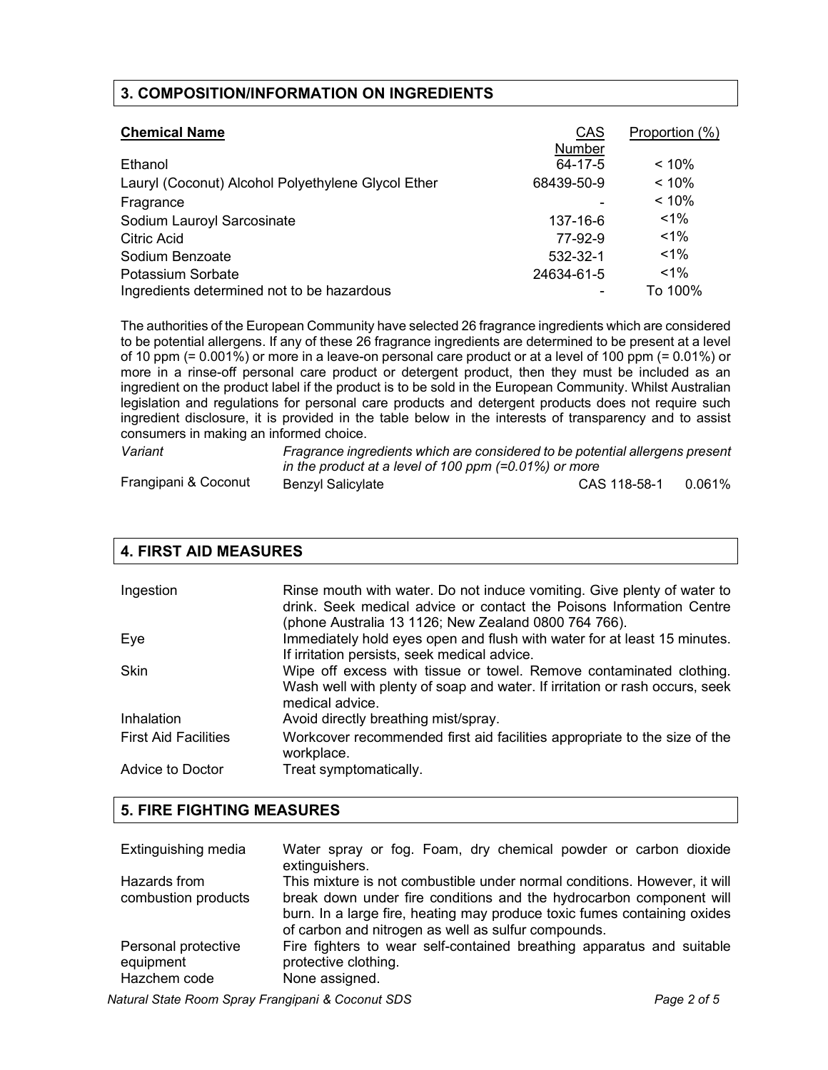## 3. COMPOSITION/INFORMATION ON INGREDIENTS

| Chemical Name | CAS Number | Proportion (%) |
|---|---|---|
| Ethanol | 64-17-5 | < 10% |
| Lauryl (Coconut) Alcohol Polyethylene Glycol Ether | 68439-50-9 | < 10% |
| Fragrance | - | < 10% |
| Sodium Lauroyl Sarcosinate | 137-16-6 | <1% |
| Citric Acid | 77-92-9 | <1% |
| Sodium Benzoate | 532-32-1 | <1% |
| Potassium Sorbate | 24634-61-5 | <1% |
| Ingredients determined not to be hazardous | - | To 100% |

The authorities of the European Community have selected 26 fragrance ingredients which are considered to be potential allergens. If any of these 26 fragrance ingredients are determined to be present at a level of 10 ppm (= 0.001%) or more in a leave-on personal care product or at a level of 100 ppm (= 0.01%) or more in a rinse-off personal care product or detergent product, then they must be included as an ingredient on the product label if the product is to be sold in the European Community. Whilst Australian legislation and regulations for personal care products and detergent products does not require such ingredient disclosure, it is provided in the table below in the interests of transparency and to assist consumers in making an informed choice.

| *Variant* | *Fragrance ingredients which are considered to be potential allergens present in the product at a level of 100 ppm (=0.01%) or more* | | |
|---|---|---|---|
| Frangipani & Coconut | Benzyl Salicylate | CAS 118-58-1 | 0.061% |

## 4. FIRST AID MEASURES

| | |
|---|---|
| Ingestion | Rinse mouth with water. Do not induce vomiting. Give plenty of water to drink. Seek medical advice or contact the Poisons Information Centre (phone Australia 13 1126; New Zealand 0800 764 766). |
| Eye | Immediately hold eyes open and flush with water for at least 15 minutes. If irritation persists, seek medical advice. |
| Skin | Wipe off excess with tissue or towel. Remove contaminated clothing. Wash well with plenty of soap and water. If irritation or rash occurs, seek medical advice. |
| Inhalation | Avoid directly breathing mist/spray. |
| First Aid Facilities | Workcover recommended first aid facilities appropriate to the size of the workplace. |
| Advice to Doctor | Treat symptomatically. |

## 5. FIRE FIGHTING MEASURES

| | |
|---|---|
| Extinguishing media | Water spray or fog. Foam, dry chemical powder or carbon dioxide extinguishers. |
| Hazards from combustion products | This mixture is not combustible under normal conditions. However, it will break down under fire conditions and the hydrocarbon component will burn. In a large fire, heating may produce toxic fumes containing oxides of carbon and nitrogen as well as sulfur compounds. |
| Personal protective equipment | Fire fighters to wear self-contained breathing apparatus and suitable protective clothing. |
| Hazchem code | None assigned. |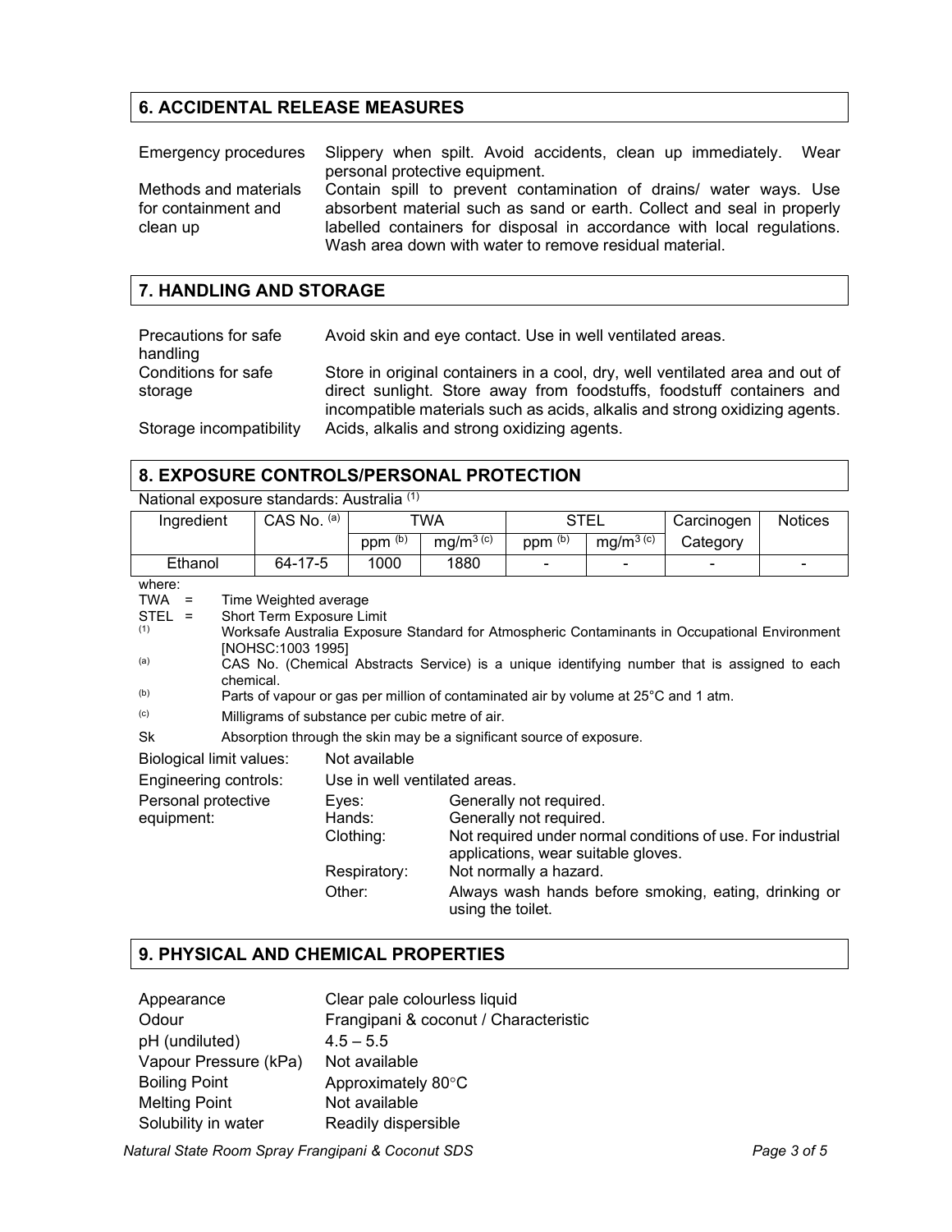## 6. ACCIDENTAL RELEASE MEASURES

| | |
|---|---|
| Emergency procedures | Slippery when spilt. Avoid accidents, clean up immediately. Wear personal protective equipment. |
| Methods and materials for containment and clean up | Contain spill to prevent contamination of drains/ water ways. Use absorbent material such as sand or earth. Collect and seal in properly labelled containers for disposal in accordance with local regulations. Wash area down with water to remove residual material. |

## 7. HANDLING AND STORAGE

| | |
|---|---|
| Precautions for safe handling | Avoid skin and eye contact. Use in well ventilated areas. |
| Conditions for safe storage | Store in original containers in a cool, dry, well ventilated area and out of direct sunlight. Store away from foodstuffs, foodstuff containers and incompatible materials such as acids, alkalis and strong oxidizing agents. |
| Storage incompatibility | Acids, alkalis and strong oxidizing agents. |

## 8. EXPOSURE CONTROLS/PERSONAL PROTECTION

National exposure standards: Australia [(1)]

| Ingredient | CAS No. [(a)] | TWA | | STEL | | Carcinogen | Notices |
|---|---|---|---|---|---|---|---|
| | | ppm [(b)] | $mg/m^3$ [(c)] | ppm [(b)] | $mg/m^3$ [(c)] | Category | |
| Ethanol | 64-17-5 | 1000 | 1880 | - | - | - | - |

where:

- TWA = Time Weighted average
- STEL = Short Term Exposure Limit
- (1) Worksafe Australia Exposure Standard for Atmospheric Contaminants in Occupational Environment [NOHSC:1003 1995]
- (a) CAS No. (Chemical Abstracts Service) is a unique identifying number that is assigned to each chemical.
- (b) Parts of vapour or gas per million of contaminated air by volume at 25°C and 1 atm.
- (c) Milligrams of substance per cubic metre of air.
- Sk Absorption through the skin may be a significant source of exposure.

| | | |
|---|---|---|
| Biological limit values: | Not available | |
| Engineering controls: | Use in well ventilated areas. | |
| Personal protective equipment: | Eyes: | Generally not required. |
| | Hands: | Generally not required. |
| | Clothing: | Not required under normal conditions of use. For industrial applications, wear suitable gloves. |
| | Respiratory: | Not normally a hazard. |
| | Other: | Always wash hands before smoking, eating, drinking or using the toilet. |

## 9. PHYSICAL AND CHEMICAL PROPERTIES

| | |
|---|---|
| Appearance | Clear pale colourless liquid |
| Odour | Frangipani & coconut / Characteristic |
| pH (undiluted) | 4.5 – 5.5 |
| Vapour Pressure (kPa) | Not available |
| Boiling Point | Approximately 80°C |
| Melting Point | Not available |
| Solubility in water | Readily dispersible |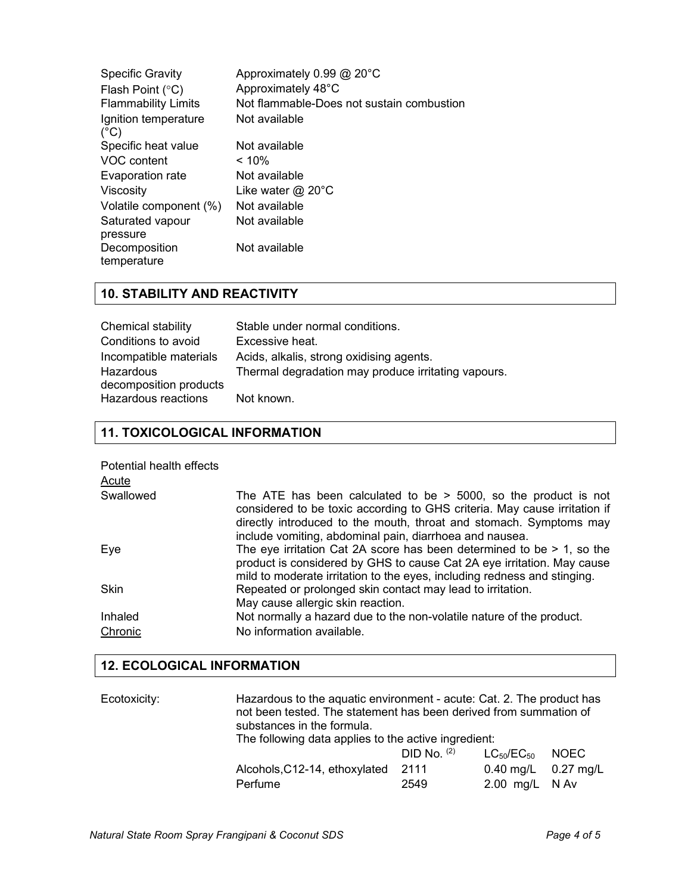| | |
|---|---|
| Specific Gravity | Approximately 0.99 @ 20°C |
| Flash Point (°C) | Approximately 48°C |
| Flammability Limits | Not flammable-Does not sustain combustion |
| Ignition temperature (°C) | Not available |
| Specific heat value | Not available |
| VOC content | < 10% |
| Evaporation rate | Not available |
| Viscosity | Like water @ 20°C |
| Volatile component (%) | Not available |
| Saturated vapour pressure | Not available |
| Decomposition temperature | Not available |

## 10. STABILITY AND REACTIVITY

| | |
|---|---|
| Chemical stability | Stable under normal conditions. |
| Conditions to avoid | Excessive heat. |
| Incompatible materials | Acids, alkalis, strong oxidising agents. |
| Hazardous decomposition products | Thermal degradation may produce irritating vapours. |
| Hazardous reactions | Not known. |

## 11. TOXICOLOGICAL INFORMATION

Potential health effects

Acute

| | |
|---|---|
| Swallowed | The ATE has been calculated to be > 5000, so the product is not considered to be toxic according to GHS criteria. May cause irritation if directly introduced to the mouth, throat and stomach. Symptoms may include vomiting, abdominal pain, diarrhoea and nausea. |
| Eye | The eye irritation Cat 2A score has been determined to be > 1, so the product is considered by GHS to cause Cat 2A eye irritation. May cause mild to moderate irritation to the eyes, including redness and stinging. |
| Skin | Repeated or prolonged skin contact may lead to irritation. May cause allergic skin reaction. |
| Inhaled | Not normally a hazard due to the non-volatile nature of the product. |
| Chronic | No information available. |

## 12. ECOLOGICAL INFORMATION

Ecotoxicity: Hazardous to the aquatic environment - acute: Cat. 2. The product has not been tested. The statement has been derived from summation of substances in the formula.

The following data applies to the active ingredient:

| | DID No. [2] | $LC_{50}/EC_{50}$ | NOEC |
|---|---|---|---|
| Alcohols,C12-14, ethoxylated | 2111 | 0.40 mg/L | 0.27 mg/L |
| Perfume | 2549 | 2.00 mg/L | N Av |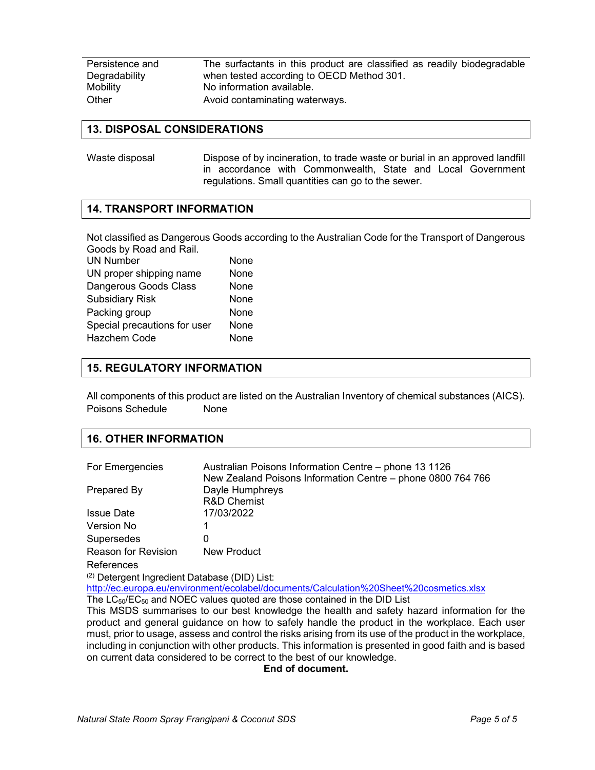| | |
|---|---|
| Persistence and Degradability | The surfactants in this product are classified as readily biodegradable when tested according to OECD Method 301. |
| Mobility | No information available. |
| Other | Avoid contaminating waterways. |

## 13. DISPOSAL CONSIDERATIONS

| | |
|---|---|
| Waste disposal | Dispose of by incineration, to trade waste or burial in an approved landfill in accordance with Commonwealth, State and Local Government regulations. Small quantities can go to the sewer. |

## 14. TRANSPORT INFORMATION

Not classified as Dangerous Goods according to the Australian Code for the Transport of Dangerous Goods by Road and Rail.

| | |
|---|---|
| UN Number | None |
| UN proper shipping name | None |
| Dangerous Goods Class | None |
| Subsidiary Risk | None |
| Packing group | None |
| Special precautions for user | None |
| Hazchem Code | None |

## 15. REGULATORY INFORMATION

All components of this product are listed on the Australian Inventory of chemical substances (AICS).

Poisons Schedule None

## 16. OTHER INFORMATION

| | |
|---|---|
| For Emergencies | Australian Poisons Information Centre – phone 13 1126<br>New Zealand Poisons Information Centre – phone 0800 764 766 |
| Prepared By | Dayle Humphreys<br>R&D Chemist |
| Issue Date | 17/03/2022 |
| Version No | 1 |
| Supersedes | 0 |
| Reason for Revision | New Product |

References

[2] Detergent Ingredient Database (DID) List:
http://ec.europa.eu/environment/ecolabel/documents/Calculation%20Sheet%20cosmetics.xlsx

The $LC_{50}/EC_{50}$ and NOEC values quoted are those contained in the DID List

This MSDS summarises to our best knowledge the health and safety hazard information for the product and general guidance on how to safely handle the product in the workplace. Each user must, prior to usage, assess and control the risks arising from its use of the product in the workplace, including in conjunction with other products. This information is presented in good faith and is based on current data considered to be correct to the best of our knowledge.

**End of document.**